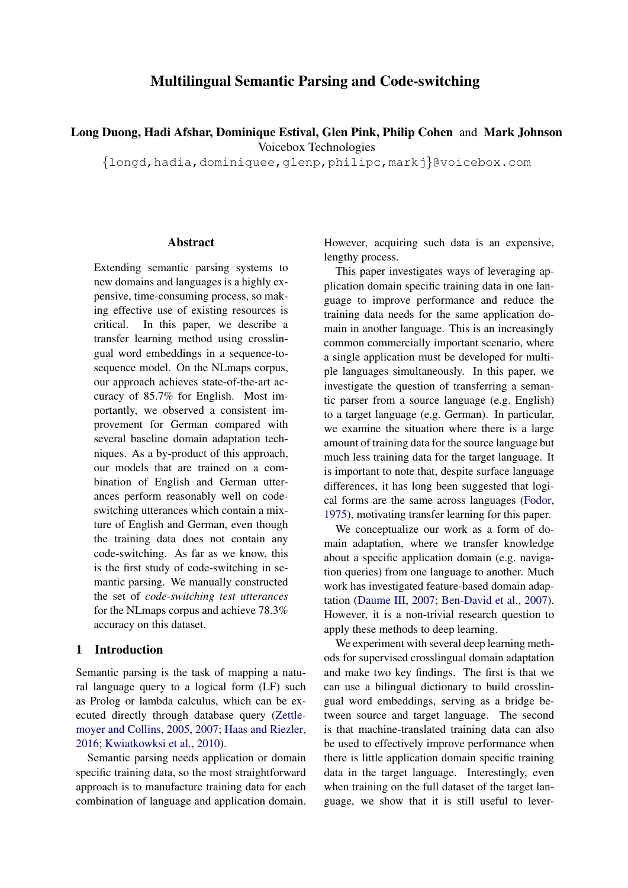# Multilingual Semantic Parsing and Code-switching

**Long Duong, Hadi Afshar, Dominique Estival, Glen Pink, Philip Cohen** and **Mark Johnson**
Voicebox Technologies
{longd,hadia,dominiquee,glenp,philipc,markj}@voicebox.com

## Abstract

Extending semantic parsing systems to new domains and languages is a highly expensive, time-consuming process, so making effective use of existing resources is critical. In this paper, we describe a transfer learning method using crosslingual word embeddings in a sequence-to-sequence model. On the NLmaps corpus, our approach achieves state-of-the-art accuracy of 85.7% for English. Most importantly, we observed a consistent improvement for German compared with several baseline domain adaptation techniques. As a by-product of this approach, our models that are trained on a combination of English and German utterances perform reasonably well on code-switching utterances which contain a mixture of English and German, even though the training data does not contain any code-switching. As far as we know, this is the first study of code-switching in semantic parsing. We manually constructed the set of *code-switching test utterances* for the NLmaps corpus and achieve 78.3% accuracy on this dataset.

## 1 Introduction

Semantic parsing is the task of mapping a natural language query to a logical form (LF) such as Prolog or lambda calculus, which can be executed directly through database query (Zettlemoyer and Collins, 2005, 2007; Haas and Riezler, 2016; Kwiatkowksi et al., 2010).

Semantic parsing needs application or domain specific training data, so the most straightforward approach is to manufacture training data for each combination of language and application domain. However, acquiring such data is an expensive, lengthy process.

This paper investigates ways of leveraging application domain specific training data in one language to improve performance and reduce the training data needs for the same application domain in another language. This is an increasingly common commercially important scenario, where a single application must be developed for multiple languages simultaneously. In this paper, we investigate the question of transferring a semantic parser from a source language (e.g. English) to a target language (e.g. German). In particular, we examine the situation where there is a large amount of training data for the source language but much less training data for the target language. It is important to note that, despite surface language differences, it has long been suggested that logical forms are the same across languages (Fodor, 1975), motivating transfer learning for this paper.

We conceptualize our work as a form of domain adaptation, where we transfer knowledge about a specific application domain (e.g. navigation queries) from one language to another. Much work has investigated feature-based domain adaptation (Daume III, 2007; Ben-David et al., 2007). However, it is a non-trivial research question to apply these methods to deep learning.

We experiment with several deep learning methods for supervised crosslingual domain adaptation and make two key findings. The first is that we can use a bilingual dictionary to build crosslingual word embeddings, serving as a bridge between source and target language. The second is that machine-translated training data can also be used to effectively improve performance when there is little application domain specific training data in the target language. Interestingly, even when training on the full dataset of the target language, we show that it is still useful to lever-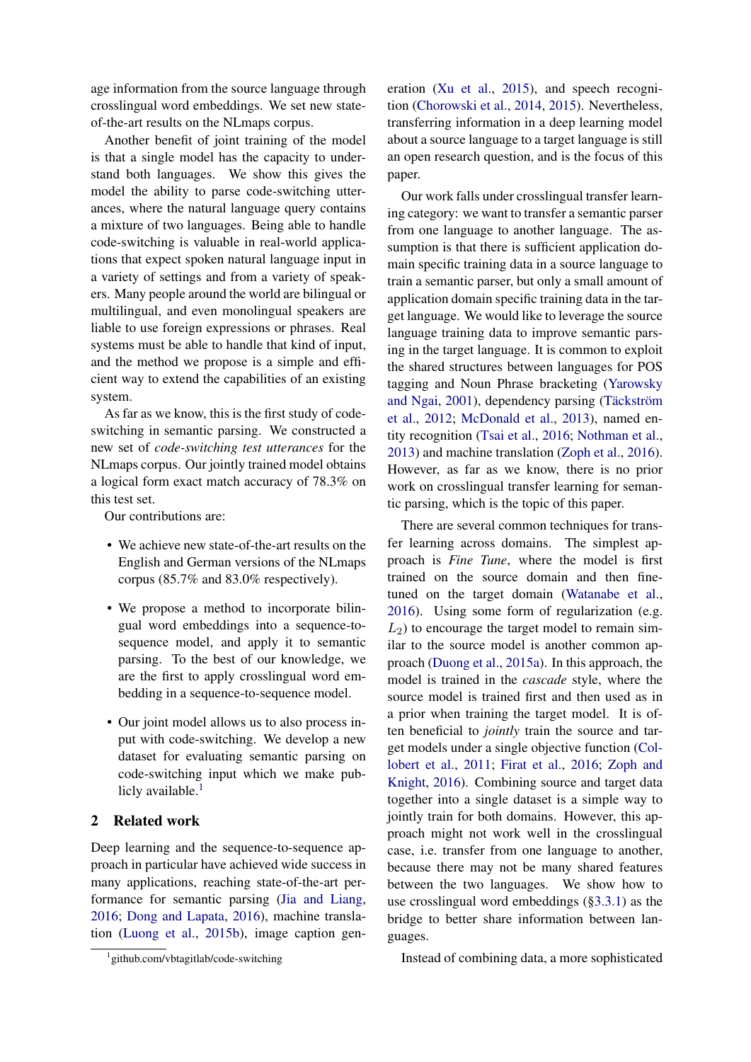age information from the source language through crosslingual word embeddings. We set new state-of-the-art results on the NLmaps corpus.

Another benefit of joint training of the model is that a single model has the capacity to understand both languages. We show this gives the model the ability to parse code-switching utterances, where the natural language query contains a mixture of two languages. Being able to handle code-switching is valuable in real-world applications that expect spoken natural language input in a variety of settings and from a variety of speakers. Many people around the world are bilingual or multilingual, and even monolingual speakers are liable to use foreign expressions or phrases. Real systems must be able to handle that kind of input, and the method we propose is a simple and efficient way to extend the capabilities of an existing system.

As far as we know, this is the first study of code-switching in semantic parsing. We constructed a new set of *code-switching test utterances* for the NLmaps corpus. Our jointly trained model obtains a logical form exact match accuracy of 78.3% on this test set.

Our contributions are:

- We achieve new state-of-the-art results on the English and German versions of the NLmaps corpus (85.7% and 83.0% respectively).
- We propose a method to incorporate bilingual word embeddings into a sequence-to-sequence model, and apply it to semantic parsing. To the best of our knowledge, we are the first to apply crosslingual word embedding in a sequence-to-sequence model.
- Our joint model allows us to also process input with code-switching. We develop a new dataset for evaluating semantic parsing on code-switching input which we make publicly available.[1]

## 2 Related work

Deep learning and the sequence-to-sequence approach in particular have achieved wide success in many applications, reaching state-of-the-art performance for semantic parsing (Jia and Liang, 2016; Dong and Lapata, 2016), machine translation (Luong et al., 2015b), image caption generation (Xu et al., 2015), and speech recognition (Chorowski et al., 2014, 2015). Nevertheless, transferring information in a deep learning model about a source language to a target language is still an open research question, and is the focus of this paper.

Our work falls under crosslingual transfer learning category: we want to transfer a semantic parser from one language to another language. The assumption is that there is sufficient application domain specific training data in a source language to train a semantic parser, but only a small amount of application domain specific training data in the target language. We would like to leverage the source language training data to improve semantic parsing in the target language. It is common to exploit the shared structures between languages for POS tagging and Noun Phrase bracketing (Yarowsky and Ngai, 2001), dependency parsing (Täckström et al., 2012; McDonald et al., 2013), named entity recognition (Tsai et al., 2016; Nothman et al., 2013) and machine translation (Zoph et al., 2016). However, as far as we know, there is no prior work on crosslingual transfer learning for semantic parsing, which is the topic of this paper.

There are several common techniques for transfer learning across domains. The simplest approach is *Fine Tune*, where the model is first trained on the source domain and then fine-tuned on the target domain (Watanabe et al., 2016). Using some form of regularization (e.g. $L_2$) to encourage the target model to remain similar to the source model is another common approach (Duong et al., 2015a). In this approach, the model is trained in the *cascade* style, where the source model is trained first and then used as in a prior when training the target model. It is often beneficial to *jointly* train the source and target models under a single objective function (Collobert et al., 2011; Firat et al., 2016; Zoph and Knight, 2016). Combining source and target data together into a single dataset is a simple way to jointly train for both domains. However, this approach might not work well in the crosslingual case, i.e. transfer from one language to another, because there may not be many shared features between the two languages. We show how to use crosslingual word embeddings (§3.3.1) as the bridge to better share information between languages.

Instead of combining data, a more sophisticated

[1] github.com/vbtagitlab/code-switching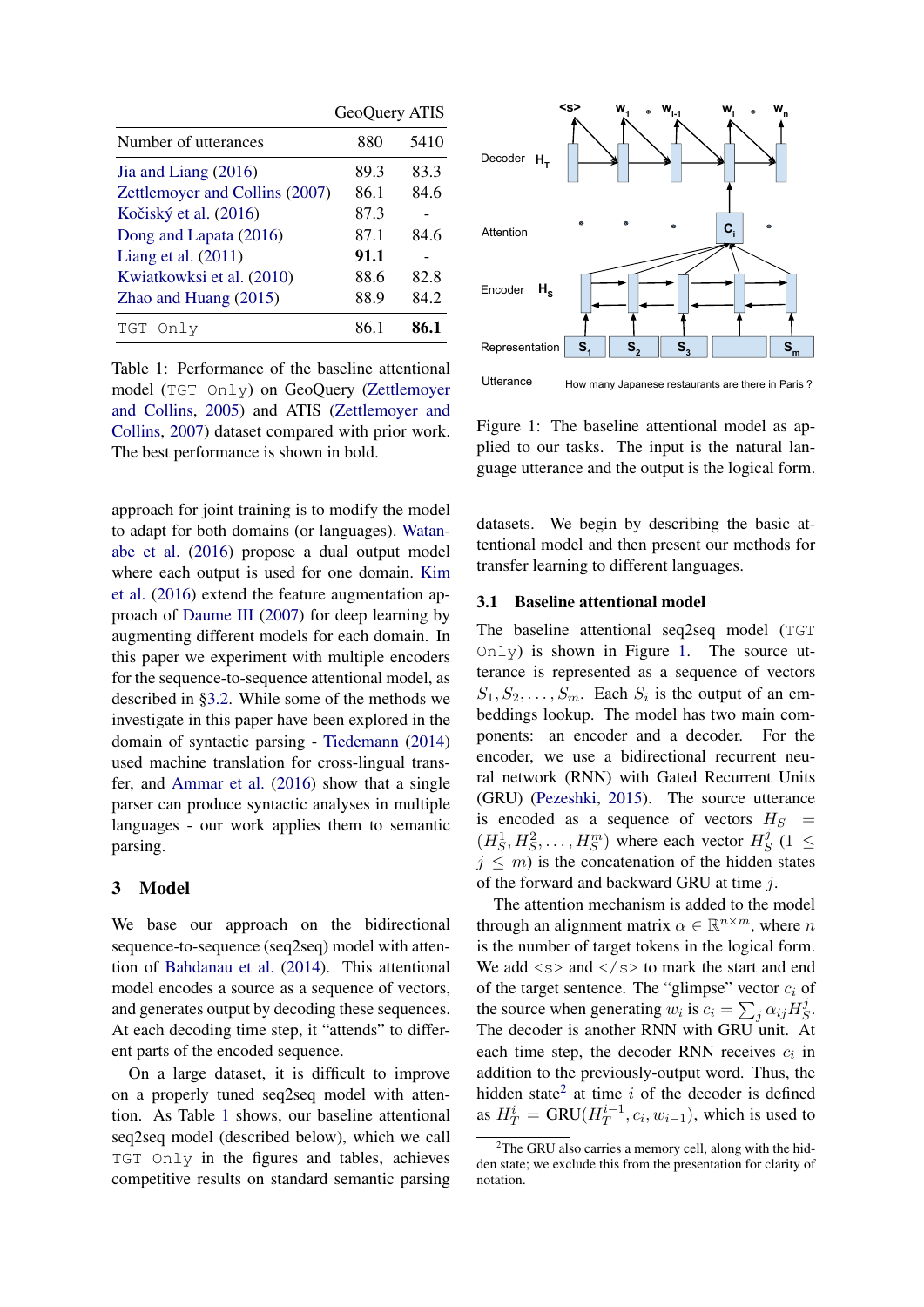| | GeoQuery | ATIS |
|---|---|---|
| Number of utterances | 880 | 5410 |
| Jia and Liang (2016) | 89.3 | 83.3 |
| Zettlemoyer and Collins (2007) | 86.1 | 84.6 |
| Kočiský et al. (2016) | 87.3 | - |
| Dong and Lapata (2016) | 87.1 | 84.6 |
| Liang et al. (2011) | **91.1** | - |
| Kwiatkowksi et al. (2010) | 88.6 | 82.8 |
| Zhao and Huang (2015) | 88.9 | 84.2 |
| `TGT Only` | 86.1 | **86.1** |

Table 1: Performance of the baseline attentional model (`TGT Only`) on GeoQuery (Zettlemoyer and Collins, 2005) and ATIS (Zettlemoyer and Collins, 2007) dataset compared with prior work. The best performance is shown in bold.

approach for joint training is to modify the model to adapt for both domains (or languages). Watanabe et al. (2016) propose a dual output model where each output is used for one domain. Kim et al. (2016) extend the feature augmentation approach of Daume III (2007) for deep learning by augmenting different models for each domain. In this paper we experiment with multiple encoders for the sequence-to-sequence attentional model, as described in §3.2. While some of the methods we investigate in this paper have been explored in the domain of syntactic parsing - Tiedemann (2014) used machine translation for cross-lingual transfer, and Ammar et al. (2016) show that a single parser can produce syntactic analyses in multiple languages - our work applies them to semantic parsing.

## 3 Model

We base our approach on the bidirectional sequence-to-sequence (seq2seq) model with attention of Bahdanau et al. (2014). This attentional model encodes a source as a sequence of vectors, and generates output by decoding these sequences. At each decoding time step, it "attends" to different parts of the encoded sequence.

On a large dataset, it is difficult to improve on a properly tuned seq2seq model with attention. As Table 1 shows, our baseline attentional seq2seq model (described below), which we call `TGT Only` in the figures and tables, achieves competitive results on standard semantic parsing datasets. We begin by describing the basic attentional model and then present our methods for transfer learning to different languages.

Figure 1: The baseline attentional model as applied to our tasks. The input is the natural language utterance and the output is the logical form.

### 3.1 Baseline attentional model

The baseline attentional seq2seq model (`TGT Only`) is shown in Figure 1. The source utterance is represented as a sequence of vectors $S_1, S_2, \ldots, S_m$. Each $S_i$ is the output of an embeddings lookup. The model has two main components: an encoder and a decoder. For the encoder, we use a bidirectional recurrent neural network (RNN) with Gated Recurrent Units (GRU) (Pezeshki, 2015). The source utterance is encoded as a sequence of vectors $H_S = (H_S^1, H_S^2, \ldots, H_S^m)$ where each vector $H_S^j$ $(1 \leq j \leq m)$ is the concatenation of the hidden states of the forward and backward GRU at time $j$.

The attention mechanism is added to the model through an alignment matrix $\alpha \in \mathbb{R}^{n \times m}$, where $n$ is the number of target tokens in the logical form. We add <s> and </s> to mark the start and end of the target sentence. The "glimpse" vector $c_i$ of the source when generating $w_i$ is $c_i = \sum_j \alpha_{ij} H_S^j$. The decoder is another RNN with GRU unit. At each time step, the decoder RNN receives $c_i$ in addition to the previously-output word. Thus, the hidden state[2] at time $i$ of the decoder is defined as $H_T^i = \text{GRU}(H_T^{i-1}, c_i, w_{i-1})$, which is used to

[2]The GRU also carries a memory cell, along with the hidden state; we exclude this from the presentation for clarity of notation.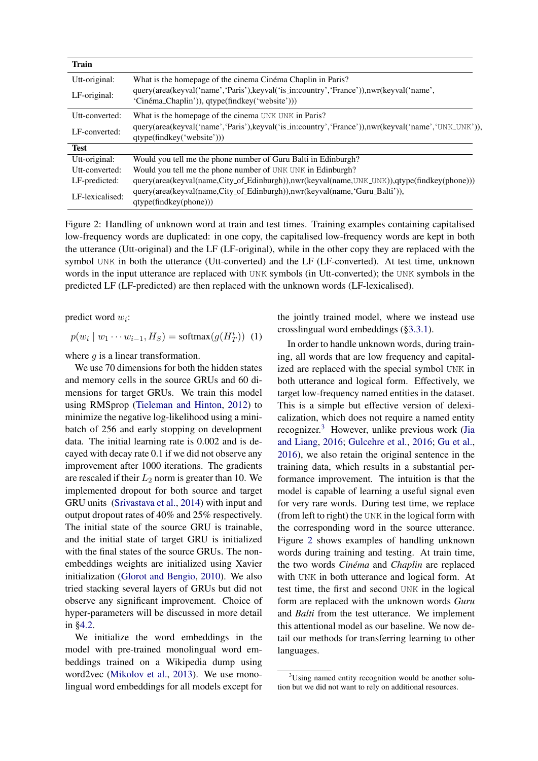| **Train** | |
|---|---|
| Utt-original: | What is the homepage of the cinema Cinéma Chaplin in Paris? |
| LF-original: | query(area(keyval('name','Paris'),keyval('is_in:country','France')),nwr(keyval('name', 'Cinéma_Chaplin')), qtype(findkey('website'))) |
| Utt-converted: | What is the homepage of the cinema UNK UNK in Paris? |
| LF-converted: | query(area(keyval('name','Paris'),keyval('is_in:country','France')),nwr(keyval('name','UNK_UNK')), qtype(findkey('website'))) |
| **Test** | |
| Utt-original: | Would you tell me the phone number of Guru Balti in Edinburgh? |
| Utt-converted: | Would you tell me the phone number of UNK UNK in Edinburgh? |
| LF-predicted: | query(area(keyval(name,City_of_Edinburgh)),nwr(keyval(name,UNK_UNK)),qtype(findkey(phone))) |
| LF-lexicalised: | query(area(keyval(name,City_of_Edinburgh)),nwr(keyval(name,'Guru_Balti')), qtype(findkey(phone))) |

Figure 2: Handling of unknown word at train and test times. Training examples containing capitalised low-frequency words are duplicated: in one copy, the capitalised low-frequency words are kept in both the utterance (Utt-original) and the LF (LF-original), while in the other copy they are replaced with the symbol UNK in both the utterance (Utt-converted) and the LF (LF-converted). At test time, unknown words in the input utterance are replaced with UNK symbols (in Utt-converted); the UNK symbols in the predicted LF (LF-predicted) are then replaced with the unknown words (LF-lexicalised).

predict word $w_i$:

$$p(w_i \mid w_1 \cdots w_{i-1}, H_S) = \text{softmax}(g(H_T^i)) \quad (1)$$

where $g$ is a linear transformation.

We use 70 dimensions for both the hidden states and memory cells in the source GRUs and 60 dimensions for target GRUs. We train this model using RMSprop (Tieleman and Hinton, 2012) to minimize the negative log-likelihood using a mini-batch of 256 and early stopping on development data. The initial learning rate is 0.002 and is decayed with decay rate 0.1 if we did not observe any improvement after 1000 iterations. The gradients are rescaled if their $L_2$ norm is greater than 10. We implemented dropout for both source and target GRU units (Srivastava et al., 2014) with input and output dropout rates of 40% and 25% respectively. The initial state of the source GRU is trainable, and the initial state of target GRU is initialized with the final states of the source GRUs. The non-embeddings weights are initialized using Xavier initialization (Glorot and Bengio, 2010). We also tried stacking several layers of GRUs but did not observe any significant improvement. Choice of hyper-parameters will be discussed in more detail in §4.2.

We initialize the word embeddings in the model with pre-trained monolingual word embeddings trained on a Wikipedia dump using word2vec (Mikolov et al., 2013). We use monolingual word embeddings for all models except for the jointly trained model, where we instead use crosslingual word embeddings (§3.3.1).

In order to handle unknown words, during training, all words that are low frequency and capitalized are replaced with the special symbol UNK in both utterance and logical form. Effectively, we target low-frequency named entities in the dataset. This is a simple but effective version of delexicalization, which does not require a named entity recognizer.[3] However, unlike previous work (Jia and Liang, 2016; Gulcehre et al., 2016; Gu et al., 2016), we also retain the original sentence in the training data, which results in a substantial performance improvement. The intuition is that the model is capable of learning a useful signal even for very rare words. During test time, we replace (from left to right) the UNK in the logical form with the corresponding word in the source utterance. Figure 2 shows examples of handling unknown words during training and testing. At train time, the two words *Cinéma* and *Chaplin* are replaced with UNK in both utterance and logical form. At test time, the first and second UNK in the logical form are replaced with the unknown words *Guru* and *Balti* from the test utterance. We implement this attentional model as our baseline. We now detail our methods for transferring learning to other languages.

[3] Using named entity recognition would be another solution but we did not want to rely on additional resources.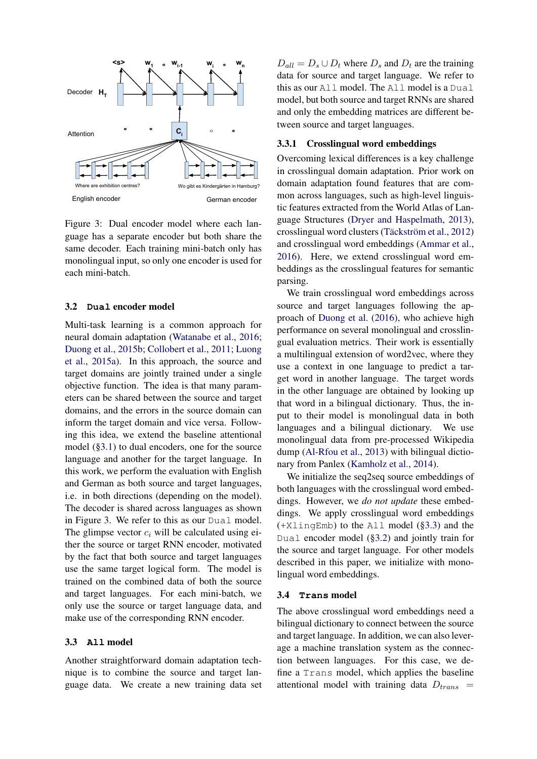Figure 3: Dual encoder model where each language has a separate encoder but both share the same decoder. Each training mini-batch only has monolingual input, so only one encoder is used for each mini-batch.

### 3.2 `Dual` encoder model

Multi-task learning is a common approach for neural domain adaptation (Watanabe et al., 2016; Duong et al., 2015b; Collobert et al., 2011; Luong et al., 2015a). In this approach, the source and target domains are jointly trained under a single objective function. The idea is that many parameters can be shared between the source and target domains, and the errors in the source domain can inform the target domain and vice versa. Following this idea, we extend the baseline attentional model (§3.1) to dual encoders, one for the source language and another for the target language. In this work, we perform the evaluation with English and German as both source and target languages, i.e. in both directions (depending on the model). The decoder is shared across languages as shown in Figure 3. We refer to this as our `Dual` model. The glimpse vector $c_i$ will be calculated using either the source or target RNN encoder, motivated by the fact that both source and target languages use the same target logical form. The model is trained on the combined data of both the source and target languages. For each mini-batch, we only use the source or target language data, and make use of the corresponding RNN encoder.

### 3.3 `All` model

Another straightforward domain adaptation technique is to combine the source and target language data. We create a new training data set $D_{all} = D_s \cup D_t$ where $D_s$ and $D_t$ are the training data for source and target language. We refer to this as our `All` model. The `All` model is a `Dual` model, but both source and target RNNs are shared and only the embedding matrices are different between source and target languages.

#### 3.3.1 Crosslingual word embeddings

Overcoming lexical differences is a key challenge in crosslingual domain adaptation. Prior work on domain adaptation found features that are common across languages, such as high-level linguistic features extracted from the World Atlas of Language Structures (Dryer and Haspelmath, 2013), crosslingual word clusters (Täckström et al., 2012) and crosslingual word embeddings (Ammar et al., 2016). Here, we extend crosslingual word embeddings as the crosslingual features for semantic parsing.

We train crosslingual word embeddings across source and target languages following the approach of Duong et al. (2016), who achieve high performance on several monolingual and crosslingual evaluation metrics. Their work is essentially a multilingual extension of word2vec, where they use a context in one language to predict a target word in another language. The target words in the other language are obtained by looking up that word in a bilingual dictionary. Thus, the input to their model is monolingual data in both languages and a bilingual dictionary. We use monolingual data from pre-processed Wikipedia dump (Al-Rfou et al., 2013) with bilingual dictionary from Panlex (Kamholz et al., 2014).

We initialize the seq2seq source embeddings of both languages with the crosslingual word embeddings. However, we *do not update* these embeddings. We apply crosslingual word embeddings (`+XlingEmb`) to the `All` model (§3.3) and the `Dual` encoder model (§3.2) and jointly train for the source and target language. For other models described in this paper, we initialize with monolingual word embeddings.

### 3.4 `Trans` model

The above crosslingual word embeddings need a bilingual dictionary to connect between the source and target language. In addition, we can also leverage a machine translation system as the connection between languages. For this case, we define a `Trans` model, which applies the baseline attentional model with training data $D_{trans}$ =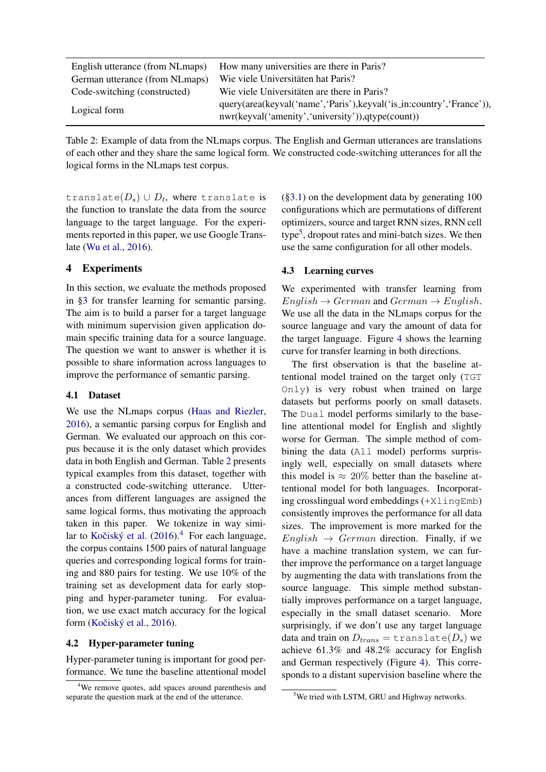| | |
|---|---|
| English utterance (from NLmaps) | How many universities are there in Paris? |
| German utterance (from NLmaps) | Wie viele Universitäten hat Paris? |
| Code-switching (constructed) | Wie viele Universitäten are there in Paris? |
| Logical form | query(area(keyval('name','Paris'),keyval('is_in:country','France')), nwr(keyval('amenity','university')),qtype(count)) |

Table 2: Example of data from the NLmaps corpus. The English and German utterances are translations of each other and they share the same logical form. We constructed code-switching utterances for all the logical forms in the NLmaps test corpus.

$\texttt{translate}(D_s) \cup D_t$, where `translate` is the function to translate the data from the source language to the target language. For the experiments reported in this paper, we use Google Translate (Wu et al., 2016).

## 4 Experiments

In this section, we evaluate the methods proposed in §3 for transfer learning for semantic parsing. The aim is to build a parser for a target language with minimum supervision given application domain specific training data for a source language. The question we want to answer is whether it is possible to share information across languages to improve the performance of semantic parsing.

### 4.1 Dataset

We use the NLmaps corpus (Haas and Riezler, 2016), a semantic parsing corpus for English and German. We evaluated our approach on this corpus because it is the only dataset which provides data in both English and German. Table 2 presents typical examples from this dataset, together with a constructed code-switching utterance. Utterances from different languages are assigned the same logical forms, thus motivating the approach taken in this paper. We tokenize in way similar to Kočiský et al. (2016).[4] For each language, the corpus contains 1500 pairs of natural language queries and corresponding logical forms for training and 880 pairs for testing. We use 10% of the training set as development data for early stopping and hyper-parameter tuning. For evaluation, we use exact match accuracy for the logical form (Kočiský et al., 2016).

### 4.2 Hyper-parameter tuning

Hyper-parameter tuning is important for good performance. We tune the baseline attentional model (§3.1) on the development data by generating 100 configurations which are permutations of different optimizers, source and target RNN sizes, RNN cell type[5], dropout rates and mini-batch sizes. We then use the same configuration for all other models.

### 4.3 Learning curves

We experimented with transfer learning from $English \rightarrow German$ and $German \rightarrow English$. We use all the data in the NLmaps corpus for the source language and vary the amount of data for the target language. Figure 4 shows the learning curve for transfer learning in both directions.

The first observation is that the baseline attentional model trained on the target only (`TGT Only`) is very robust when trained on large datasets but performs poorly on small datasets. The `Dual` model performs similarly to the baseline attentional model for English and slightly worse for German. The simple method of combining the data (`All` model) performs surprisingly well, especially on small datasets where this model is $\approx 20\%$ better than the baseline attentional model for both languages. Incorporating crosslingual word embeddings (`+XlingEmb`) consistently improves the performance for all data sizes. The improvement is more marked for the $English \rightarrow German$ direction. Finally, if we have a machine translation system, we can further improve the performance on a target language by augmenting the data with translations from the source language. This simple method substantially improves performance on a target language, especially in the small dataset scenario. More surprisingly, if we don't use any target language data and train on $D_{trans} = \texttt{translate}(D_s)$ we achieve 61.3% and 48.2% accuracy for English and German respectively (Figure 4). This corresponds to a distant supervision baseline where the

[4] We remove quotes, add spaces around parenthesis and separate the question mark at the end of the utterance.

[5] We tried with LSTM, GRU and Highway networks.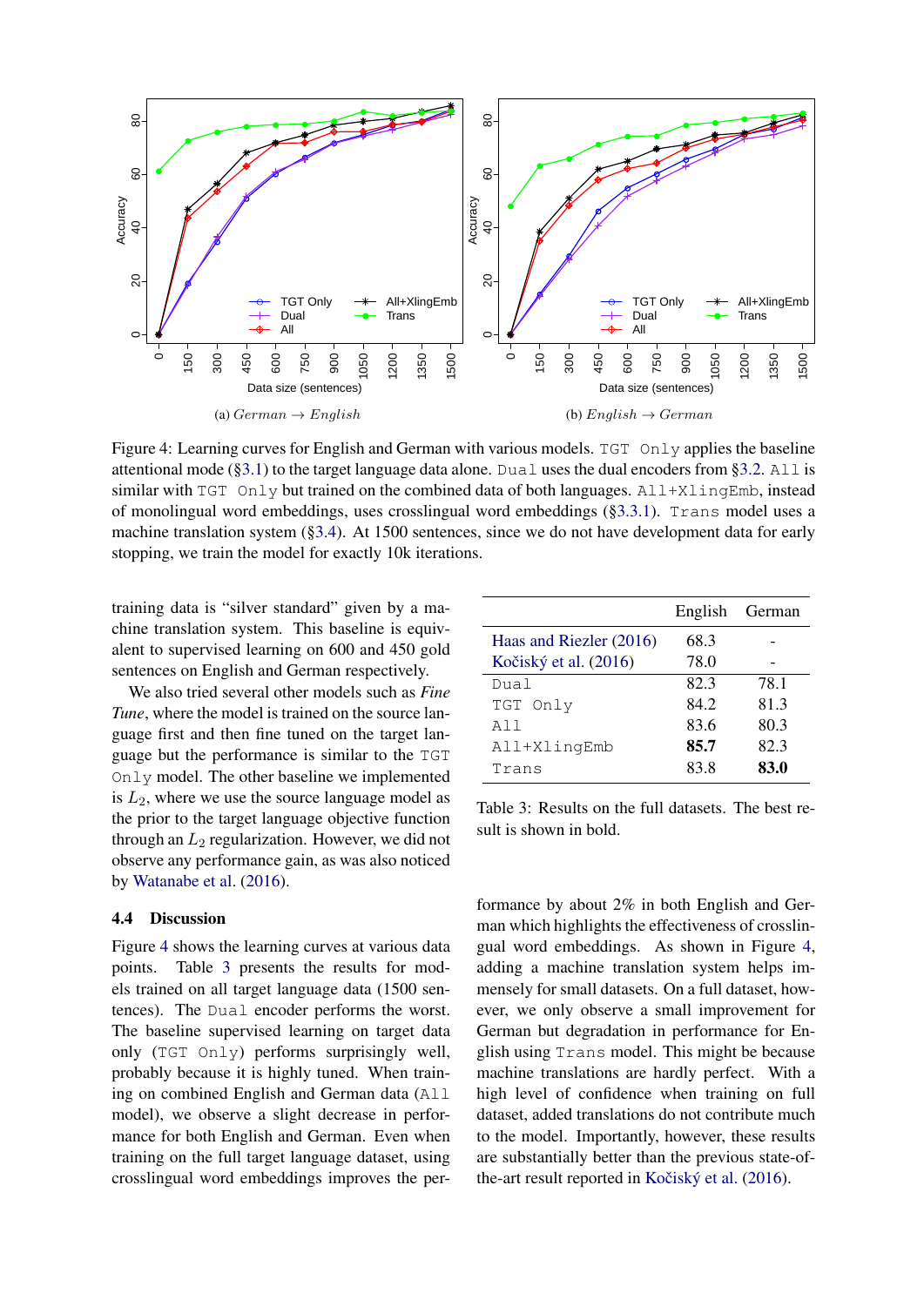(a) *German* → *English*

(b) *English* → *German*

Figure 4: Learning curves for English and German with various models. `TGT Only` applies the baseline attentional mode (§3.1) to the target language data alone. `Dual` uses the dual encoders from §3.2. `All` is similar with `TGT Only` but trained on the combined data of both languages. `All+XlingEmb`, instead of monolingual word embeddings, uses crosslingual word embeddings (§3.3.1). `Trans` model uses a machine translation system (§3.4). At 1500 sentences, since we do not have development data for early stopping, we train the model for exactly 10k iterations.

training data is "silver standard" given by a machine translation system. This baseline is equivalent to supervised learning on 600 and 450 gold sentences on English and German respectively.

We also tried several other models such as *Fine Tune*, where the model is trained on the source language first and then fine tuned on the target language but the performance is similar to the `TGT Only` model. The other baseline we implemented is $L_2$, where we use the source language model as the prior to the target language objective function through an $L_2$ regularization. However, we did not observe any performance gain, as was also noticed by Watanabe et al. (2016).

### 4.4 Discussion

Figure 4 shows the learning curves at various data points. Table 3 presents the results for models trained on all target language data (1500 sentences). The `Dual` encoder performs the worst. The baseline supervised learning on target data only (`TGT Only`) performs surprisingly well, probably because it is highly tuned. When training on combined English and German data (`All` model), we observe a slight decrease in performance for both English and German. Even when training on the full target language dataset, using crosslingual word embeddings improves the performance by about 2% in both English and German which highlights the effectiveness of crosslingual word embeddings. As shown in Figure 4, adding a machine translation system helps immensely for small datasets. On a full dataset, however, we only observe a small improvement for German but degradation in performance for English using `Trans` model. This might be because machine translations are hardly perfect. With a high level of confidence when training on full dataset, added translations do not contribute much to the model. Importantly, however, these results are substantially better than the previous state-of-the-art result reported in Kočiský et al. (2016).

| | English | German |
|---|---|---|
| Haas and Riezler (2016) | 68.3 | - |
| Kočiský et al. (2016) | 78.0 | - |
| `Dual` | 82.3 | 78.1 |
| `TGT Only` | 84.2 | 81.3 |
| `All` | 83.6 | 80.3 |
| `All+XlingEmb` | **85.7** | 82.3 |
| `Trans` | 83.8 | **83.0** |

Table 3: Results on the full datasets. The best result is shown in bold.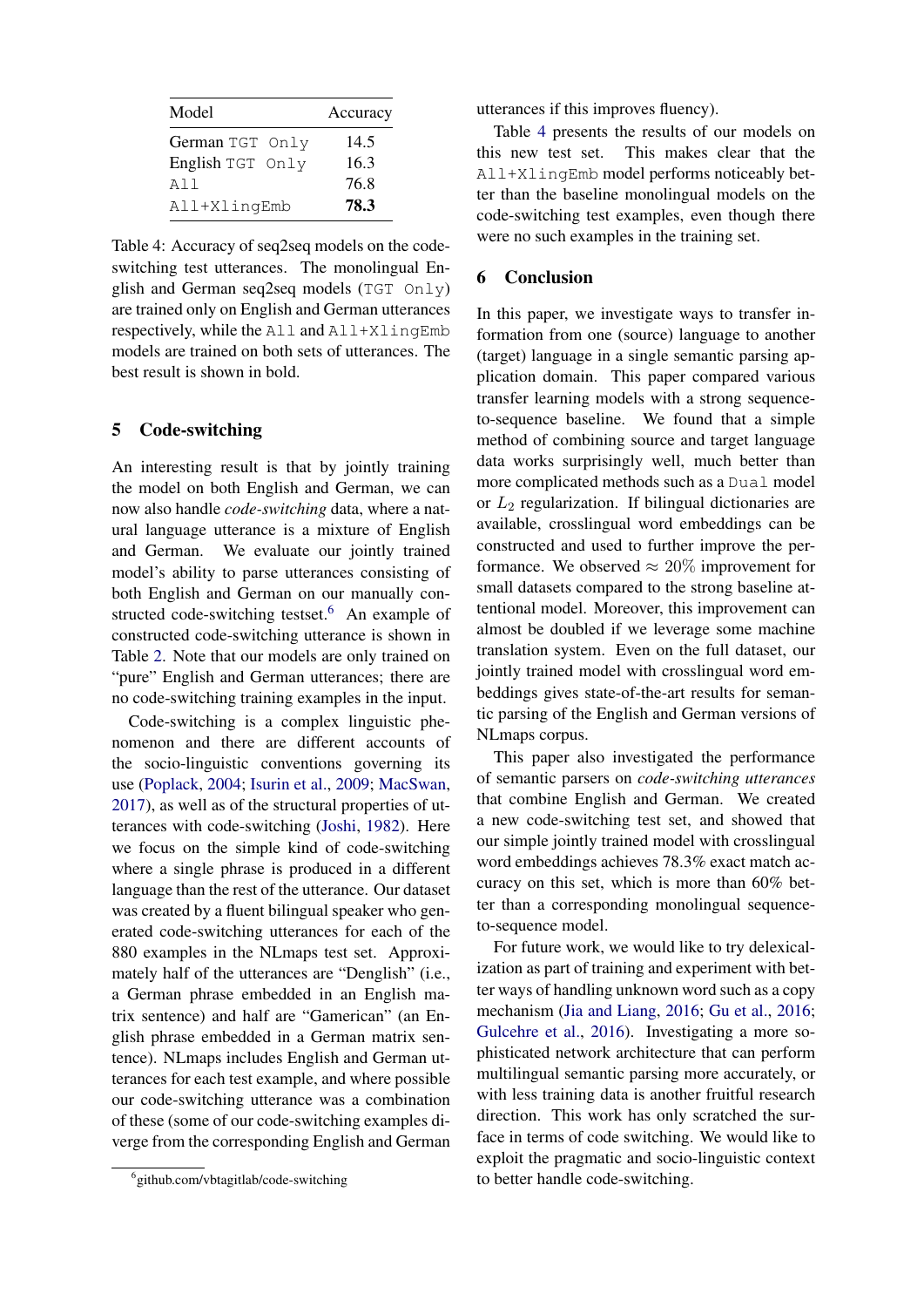| Model | Accuracy |
|---|---|
| German `TGT Only` | 14.5 |
| English `TGT Only` | 16.3 |
| `All` | 76.8 |
| `All+XlingEmb` | **78.3** |

Table 4: Accuracy of seq2seq models on the code-switching test utterances. The monolingual English and German seq2seq models (`TGT Only`) are trained only on English and German utterances respectively, while the `All` and `All+XlingEmb` models are trained on both sets of utterances. The best result is shown in bold.

## 5 Code-switching

An interesting result is that by jointly training the model on both English and German, we can now also handle *code-switching* data, where a natural language utterance is a mixture of English and German. We evaluate our jointly trained model's ability to parse utterances consisting of both English and German on our manually constructed code-switching testset.[6] An example of constructed code-switching utterance is shown in Table 2. Note that our models are only trained on "pure" English and German utterances; there are no code-switching training examples in the input.

Code-switching is a complex linguistic phenomenon and there are different accounts of the socio-linguistic conventions governing its use (Poplack, 2004; Isurin et al., 2009; MacSwan, 2017), as well as of the structural properties of utterances with code-switching (Joshi, 1982). Here we focus on the simple kind of code-switching where a single phrase is produced in a different language than the rest of the utterance. Our dataset was created by a fluent bilingual speaker who generated code-switching utterances for each of the 880 examples in the NLmaps test set. Approximately half of the utterances are "Denglish" (i.e., a German phrase embedded in an English matrix sentence) and half are "Gamerican" (an English phrase embedded in a German matrix sentence). NLmaps includes English and German utterances for each test example, and where possible our code-switching utterance was a combination of these (some of our code-switching examples diverge from the corresponding English and German utterances if this improves fluency).

Table 4 presents the results of our models on this new test set. This makes clear that the `All+XlingEmb` model performs noticeably better than the baseline monolingual models on the code-switching test examples, even though there were no such examples in the training set.

[6] github.com/vbtagitlab/code-switching

## 6 Conclusion

In this paper, we investigate ways to transfer information from one (source) language to another (target) language in a single semantic parsing application domain. This paper compared various transfer learning models with a strong sequence-to-sequence baseline. We found that a simple method of combining source and target language data works surprisingly well, much better than more complicated methods such as a `Dual` model or $L_2$ regularization. If bilingual dictionaries are available, crosslingual word embeddings can be constructed and used to further improve the performance. We observed $\approx 20\%$ improvement for small datasets compared to the strong baseline attentional model. Moreover, this improvement can almost be doubled if we leverage some machine translation system. Even on the full dataset, our jointly trained model with crosslingual word embeddings gives state-of-the-art results for semantic parsing of the English and German versions of NLmaps corpus.

This paper also investigated the performance of semantic parsers on *code-switching utterances* that combine English and German. We created a new code-switching test set, and showed that our simple jointly trained model with crosslingual word embeddings achieves 78.3% exact match accuracy on this set, which is more than 60% better than a corresponding monolingual sequence-to-sequence model.

For future work, we would like to try delexicalization as part of training and experiment with better ways of handling unknown word such as a copy mechanism (Jia and Liang, 2016; Gu et al., 2016; Gulcehre et al., 2016). Investigating a more sophisticated network architecture that can perform multilingual semantic parsing more accurately, or with less training data is another fruitful research direction. This work has only scratched the surface in terms of code switching. We would like to exploit the pragmatic and socio-linguistic context to better handle code-switching.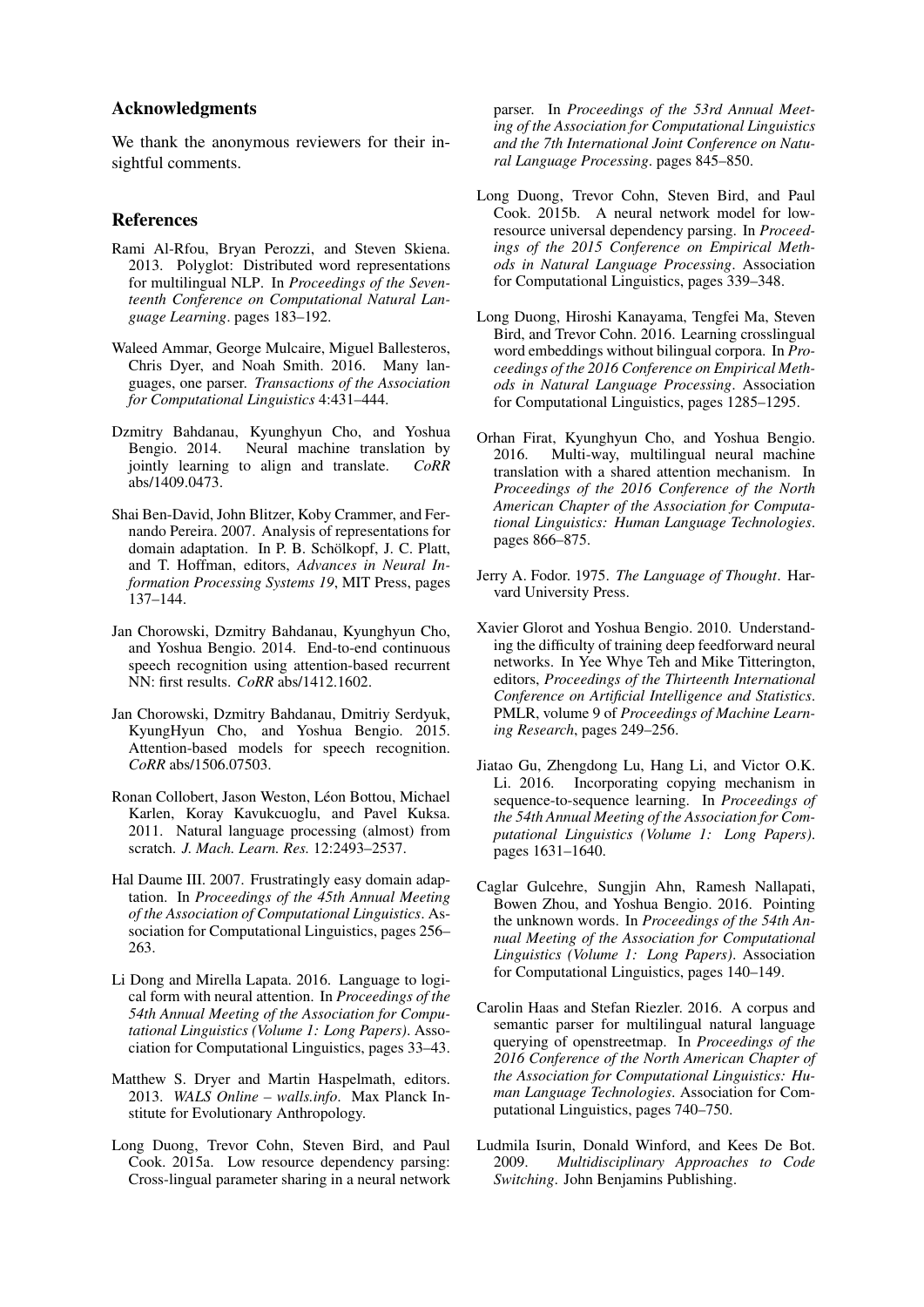## Acknowledgments

We thank the anonymous reviewers for their insightful comments.

## References

Rami Al-Rfou, Bryan Perozzi, and Steven Skiena. 2013. Polyglot: Distributed word representations for multilingual NLP. In *Proceedings of the Seventeenth Conference on Computational Natural Language Learning*. pages 183–192.

Waleed Ammar, George Mulcaire, Miguel Ballesteros, Chris Dyer, and Noah Smith. 2016. Many languages, one parser. *Transactions of the Association for Computational Linguistics* 4:431–444.

Dzmitry Bahdanau, Kyunghyun Cho, and Yoshua Bengio. 2014. Neural machine translation by jointly learning to align and translate. *CoRR* abs/1409.0473.

Shai Ben-David, John Blitzer, Koby Crammer, and Fernando Pereira. 2007. Analysis of representations for domain adaptation. In P. B. Schölkopf, J. C. Platt, and T. Hoffman, editors, *Advances in Neural Information Processing Systems 19*, MIT Press, pages 137–144.

Jan Chorowski, Dzmitry Bahdanau, Kyunghyun Cho, and Yoshua Bengio. 2014. End-to-end continuous speech recognition using attention-based recurrent NN: first results. *CoRR* abs/1412.1602.

Jan Chorowski, Dzmitry Bahdanau, Dmitriy Serdyuk, KyungHyun Cho, and Yoshua Bengio. 2015. Attention-based models for speech recognition. *CoRR* abs/1506.07503.

Ronan Collobert, Jason Weston, Léon Bottou, Michael Karlen, Koray Kavukcuoglu, and Pavel Kuksa. 2011. Natural language processing (almost) from scratch. *J. Mach. Learn. Res.* 12:2493–2537.

Hal Daume III. 2007. Frustratingly easy domain adaptation. In *Proceedings of the 45th Annual Meeting of the Association of Computational Linguistics*. Association for Computational Linguistics, pages 256–263.

Li Dong and Mirella Lapata. 2016. Language to logical form with neural attention. In *Proceedings of the 54th Annual Meeting of the Association for Computational Linguistics (Volume 1: Long Papers)*. Association for Computational Linguistics, pages 33–43.

Matthew S. Dryer and Martin Haspelmath, editors. 2013. *WALS Online – walls.info*. Max Planck Institute for Evolutionary Anthropology.

Long Duong, Trevor Cohn, Steven Bird, and Paul Cook. 2015a. Low resource dependency parsing: Cross-lingual parameter sharing in a neural network parser. In *Proceedings of the 53rd Annual Meeting of the Association for Computational Linguistics and the 7th International Joint Conference on Natural Language Processing*. pages 845–850.

Long Duong, Trevor Cohn, Steven Bird, and Paul Cook. 2015b. A neural network model for low-resource universal dependency parsing. In *Proceedings of the 2015 Conference on Empirical Methods in Natural Language Processing*. Association for Computational Linguistics, pages 339–348.

Long Duong, Hiroshi Kanayama, Tengfei Ma, Steven Bird, and Trevor Cohn. 2016. Learning crosslingual word embeddings without bilingual corpora. In *Proceedings of the 2016 Conference on Empirical Methods in Natural Language Processing*. Association for Computational Linguistics, pages 1285–1295.

Orhan Firat, Kyunghyun Cho, and Yoshua Bengio. 2016. Multi-way, multilingual neural machine translation with a shared attention mechanism. In *Proceedings of the 2016 Conference of the North American Chapter of the Association for Computational Linguistics: Human Language Technologies*. pages 866–875.

Jerry A. Fodor. 1975. *The Language of Thought*. Harvard University Press.

Xavier Glorot and Yoshua Bengio. 2010. Understanding the difficulty of training deep feedforward neural networks. In Yee Whye Teh and Mike Titterington, editors, *Proceedings of the Thirteenth International Conference on Artificial Intelligence and Statistics*. PMLR, volume 9 of *Proceedings of Machine Learning Research*, pages 249–256.

Jiatao Gu, Zhengdong Lu, Hang Li, and Victor O.K. Li. 2016. Incorporating copying mechanism in sequence-to-sequence learning. In *Proceedings of the 54th Annual Meeting of the Association for Computational Linguistics (Volume 1: Long Papers)*. pages 1631–1640.

Caglar Gulcehre, Sungjin Ahn, Ramesh Nallapati, Bowen Zhou, and Yoshua Bengio. 2016. Pointing the unknown words. In *Proceedings of the 54th Annual Meeting of the Association for Computational Linguistics (Volume 1: Long Papers)*. Association for Computational Linguistics, pages 140–149.

Carolin Haas and Stefan Riezler. 2016. A corpus and semantic parser for multilingual natural language querying of openstreetmap. In *Proceedings of the 2016 Conference of the North American Chapter of the Association for Computational Linguistics: Human Language Technologies*. Association for Computational Linguistics, pages 740–750.

Ludmila Isurin, Donald Winford, and Kees De Bot. 2009. *Multidisciplinary Approaches to Code Switching*. John Benjamins Publishing.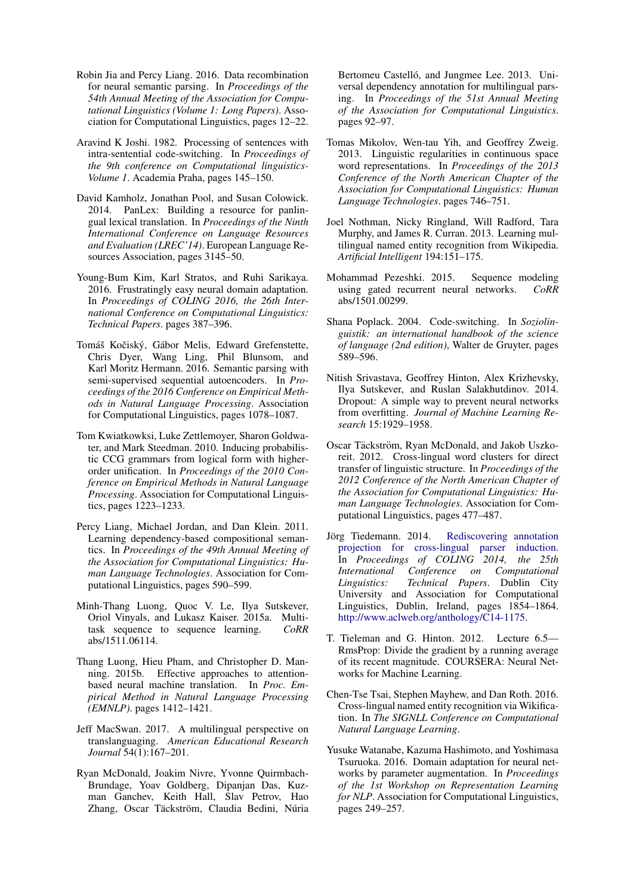Robin Jia and Percy Liang. 2016. Data recombination for neural semantic parsing. In *Proceedings of the 54th Annual Meeting of the Association for Computational Linguistics (Volume 1: Long Papers)*. Association for Computational Linguistics, pages 12–22.

Aravind K Joshi. 1982. Processing of sentences with intra-sentential code-switching. In *Proceedings of the 9th conference on Computational linguistics-Volume 1*. Academia Praha, pages 145–150.

David Kamholz, Jonathan Pool, and Susan Colowick. 2014. PanLex: Building a resource for panlingual lexical translation. In *Proceedings of the Ninth International Conference on Language Resources and Evaluation (LREC'14)*. European Language Resources Association, pages 3145–50.

Young-Bum Kim, Karl Stratos, and Ruhi Sarikaya. 2016. Frustratingly easy neural domain adaptation. In *Proceedings of COLING 2016, the 26th International Conference on Computational Linguistics: Technical Papers*. pages 387–396.

Tomáš Kočiský, Gábor Melis, Edward Grefenstette, Chris Dyer, Wang Ling, Phil Blunsom, and Karl Moritz Hermann. 2016. Semantic parsing with semi-supervised sequential autoencoders. In *Proceedings of the 2016 Conference on Empirical Methods in Natural Language Processing*. Association for Computational Linguistics, pages 1078–1087.

Tom Kwiatkowksi, Luke Zettlemoyer, Sharon Goldwater, and Mark Steedman. 2010. Inducing probabilistic CCG grammars from logical form with higher-order unification. In *Proceedings of the 2010 Conference on Empirical Methods in Natural Language Processing*. Association for Computational Linguistics, pages 1223–1233.

Percy Liang, Michael Jordan, and Dan Klein. 2011. Learning dependency-based compositional semantics. In *Proceedings of the 49th Annual Meeting of the Association for Computational Linguistics: Human Language Technologies*. Association for Computational Linguistics, pages 590–599.

Minh-Thang Luong, Quoc V. Le, Ilya Sutskever, Oriol Vinyals, and Lukasz Kaiser. 2015a. Multi-task sequence to sequence learning. *CoRR* abs/1511.06114.

Thang Luong, Hieu Pham, and Christopher D. Manning. 2015b. Effective approaches to attention-based neural machine translation. In *Proc. Empirical Method in Natural Language Processing (EMNLP)*. pages 1412–1421.

Jeff MacSwan. 2017. A multilingual perspective on translanguaging. *American Educational Research Journal* 54(1):167–201.

Ryan McDonald, Joakim Nivre, Yvonne Quirmbach-Brundage, Yoav Goldberg, Dipanjan Das, Kuzman Ganchev, Keith Hall, Slav Petrov, Hao Zhang, Oscar Täckström, Claudia Bedini, Núria Bertomeu Castelló, and Jungmee Lee. 2013. Universal dependency annotation for multilingual parsing. In *Proceedings of the 51st Annual Meeting of the Association for Computational Linguistics*. pages 92–97.

Tomas Mikolov, Wen-tau Yih, and Geoffrey Zweig. 2013. Linguistic regularities in continuous space word representations. In *Proceedings of the 2013 Conference of the North American Chapter of the Association for Computational Linguistics: Human Language Technologies*. pages 746–751.

Joel Nothman, Nicky Ringland, Will Radford, Tara Murphy, and James R. Curran. 2013. Learning multilingual named entity recognition from Wikipedia. *Artificial Intelligent* 194:151–175.

Mohammad Pezeshki. 2015. Sequence modeling using gated recurrent neural networks. *CoRR* abs/1501.00299.

Shana Poplack. 2004. Code-switching. In *Soziolinguistik: an international handbook of the science of language (2nd edition)*, Walter de Gruyter, pages 589–596.

Nitish Srivastava, Geoffrey Hinton, Alex Krizhevsky, Ilya Sutskever, and Ruslan Salakhutdinov. 2014. Dropout: A simple way to prevent neural networks from overfitting. *Journal of Machine Learning Research* 15:1929–1958.

Oscar Täckström, Ryan McDonald, and Jakob Uszkoreit. 2012. Cross-lingual word clusters for direct transfer of linguistic structure. In *Proceedings of the 2012 Conference of the North American Chapter of the Association for Computational Linguistics: Human Language Technologies*. Association for Computational Linguistics, pages 477–487.

Jörg Tiedemann. 2014. Rediscovering annotation projection for cross-lingual parser induction. In *Proceedings of COLING 2014, the 25th International Conference on Computational Linguistics: Technical Papers*. Dublin City University and Association for Computational Linguistics, Dublin, Ireland, pages 1854–1864. http://www.aclweb.org/anthology/C14-1175.

T. Tieleman and G. Hinton. 2012. Lecture 6.5—RmsProp: Divide the gradient by a running average of its recent magnitude. COURSERA: Neural Networks for Machine Learning.

Chen-Tse Tsai, Stephen Mayhew, and Dan Roth. 2016. Cross-lingual named entity recognition via Wikification. In *The SIGNLL Conference on Computational Natural Language Learning*.

Yusuke Watanabe, Kazuma Hashimoto, and Yoshimasa Tsuruoka. 2016. Domain adaptation for neural networks by parameter augmentation. In *Proceedings of the 1st Workshop on Representation Learning for NLP*. Association for Computational Linguistics, pages 249–257.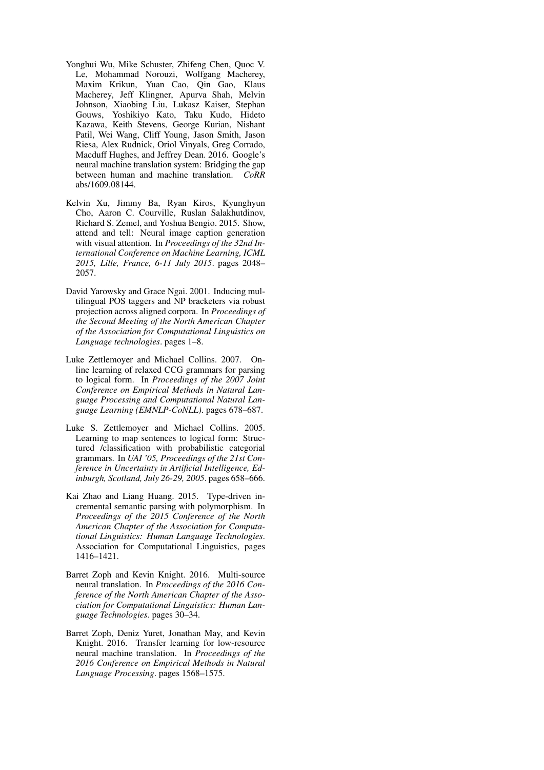Yonghui Wu, Mike Schuster, Zhifeng Chen, Quoc V. Le, Mohammad Norouzi, Wolfgang Macherey, Maxim Krikun, Yuan Cao, Qin Gao, Klaus Macherey, Jeff Klingner, Apurva Shah, Melvin Johnson, Xiaobing Liu, Lukasz Kaiser, Stephan Gouws, Yoshikiyo Kato, Taku Kudo, Hideto Kazawa, Keith Stevens, George Kurian, Nishant Patil, Wei Wang, Cliff Young, Jason Smith, Jason Riesa, Alex Rudnick, Oriol Vinyals, Greg Corrado, Macduff Hughes, and Jeffrey Dean. 2016. Google's neural machine translation system: Bridging the gap between human and machine translation. *CoRR* abs/1609.08144.

Kelvin Xu, Jimmy Ba, Ryan Kiros, Kyunghyun Cho, Aaron C. Courville, Ruslan Salakhutdinov, Richard S. Zemel, and Yoshua Bengio. 2015. Show, attend and tell: Neural image caption generation with visual attention. In *Proceedings of the 32nd International Conference on Machine Learning, ICML 2015, Lille, France, 6-11 July 2015*. pages 2048–2057.

David Yarowsky and Grace Ngai. 2001. Inducing multilingual POS taggers and NP bracketers via robust projection across aligned corpora. In *Proceedings of the Second Meeting of the North American Chapter of the Association for Computational Linguistics on Language technologies*. pages 1–8.

Luke Zettlemoyer and Michael Collins. 2007. Online learning of relaxed CCG grammars for parsing to logical form. In *Proceedings of the 2007 Joint Conference on Empirical Methods in Natural Language Processing and Computational Natural Language Learning (EMNLP-CoNLL)*. pages 678–687.

Luke S. Zettlemoyer and Michael Collins. 2005. Learning to map sentences to logical form: Structured /classification with probabilistic categorial grammars. In *UAI '05, Proceedings of the 21st Conference in Uncertainty in Artificial Intelligence, Edinburgh, Scotland, July 26-29, 2005*. pages 658–666.

Kai Zhao and Liang Huang. 2015. Type-driven incremental semantic parsing with polymorphism. In *Proceedings of the 2015 Conference of the North American Chapter of the Association for Computational Linguistics: Human Language Technologies*. Association for Computational Linguistics, pages 1416–1421.

Barret Zoph and Kevin Knight. 2016. Multi-source neural translation. In *Proceedings of the 2016 Conference of the North American Chapter of the Association for Computational Linguistics: Human Language Technologies*. pages 30–34.

Barret Zoph, Deniz Yuret, Jonathan May, and Kevin Knight. 2016. Transfer learning for low-resource neural machine translation. In *Proceedings of the 2016 Conference on Empirical Methods in Natural Language Processing*. pages 1568–1575.